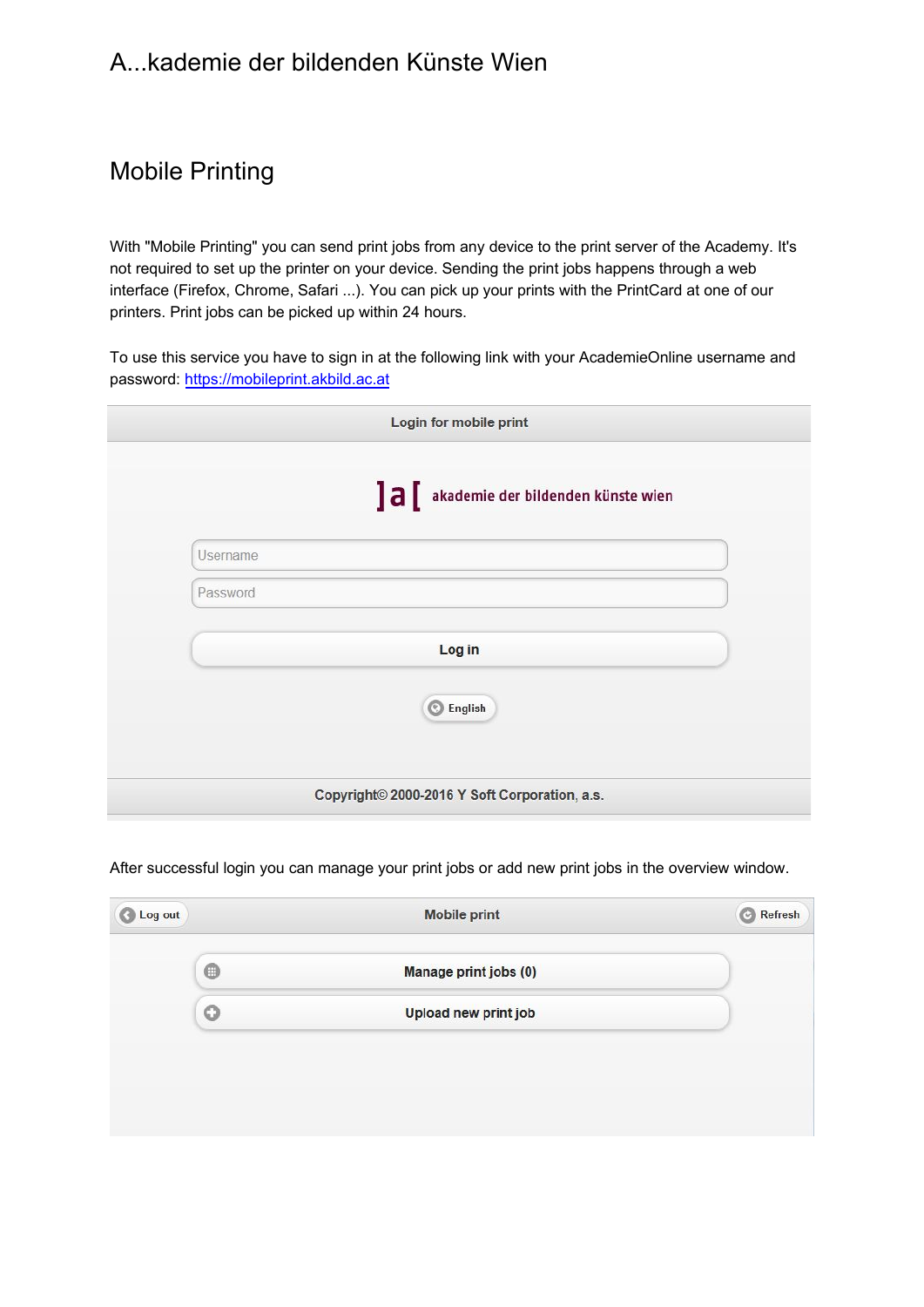# A...kademie der bildenden Künste Wien

## Mobile Printing

With "Mobile Printing" you can send print jobs from any device to the print server of the Academy. It's not required to set up the printer on your device. Sending the print jobs happens through a web interface (Firefox, Chrome, Safari ...). You can pick up your prints with the PrintCard at one of our printers. Print jobs can be picked up within 24 hours.

To use this service you have to sign in at the following link with your AcademieOnline username and password: [https://mobileprint.akbild.ac.at](https://mobileprint.akbild.ac.at)

After successful login you can manage your print jobs or add new print jobs in the overview window.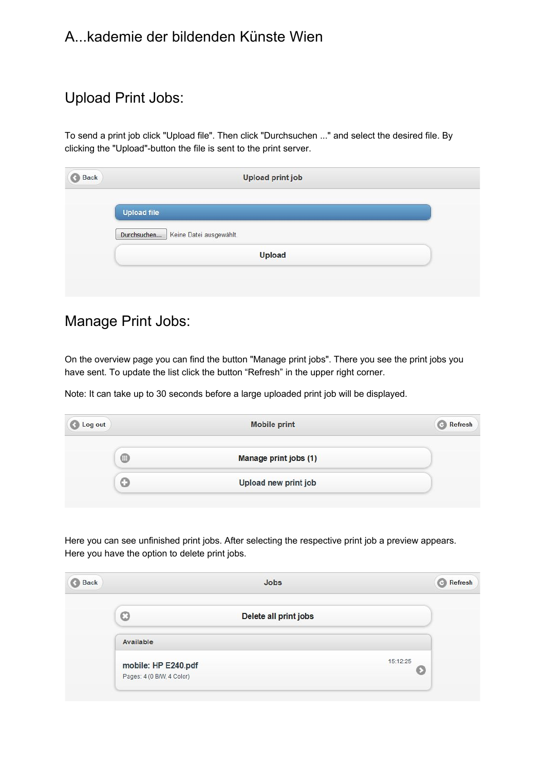A...kademie der bildenden Künste Wien

## Upload Print Jobs:

To send a print job click "Upload file". Then click "Durchsuchen ..." and select the desired file. By clicking the "Upload"-button the file is sent to the print server.

Back

Upload print job

Upload file

Durchsuchen... Keine Datei ausgewählt

Upload

## Manage Print Jobs:

On the overview page you can find the button "Manage print jobs". There you see the print jobs you have sent. To update the list click the button "Refresh" in the upper right corner.

Note: It can take up to 30 seconds before a large uploaded print job will be displayed.

Log out

Mobile print

Refresh

Manage print jobs (1)

Upload new print job

Here you can see unfinished print jobs. After selecting the respective print job a preview appears. Here you have the option to delete print jobs.

Back

Jobs

Refresh

Delete all print jobs

Available

mobile: HP E240.pdf

15:12:25

Pages: 4 (0 B/W, 4 Color)